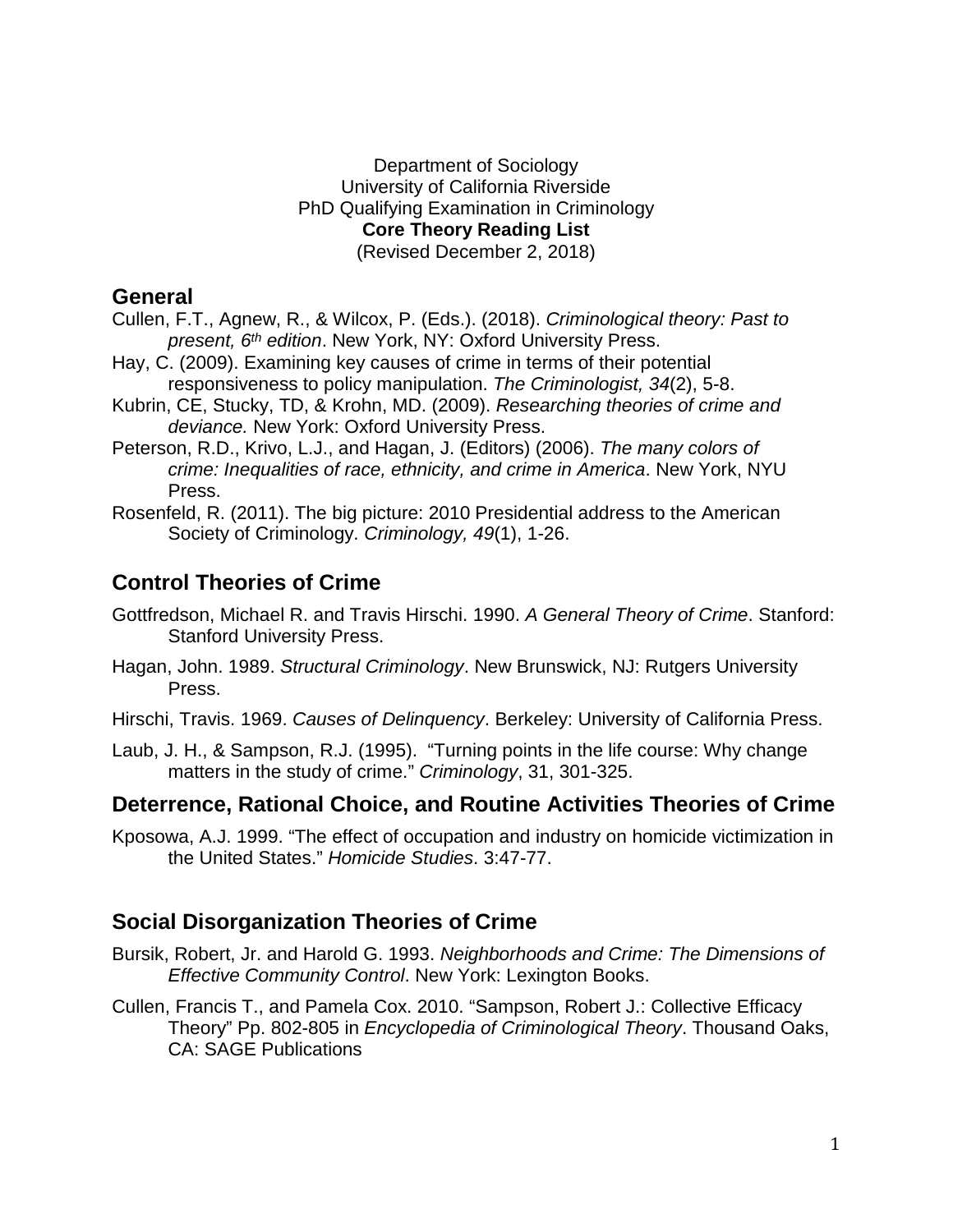Department of Sociology
University of California Riverside
PhD Qualifying Examination in Criminology
**Core Theory Reading List**
(Revised December 2, 2018)

## General

Cullen, F.T., Agnew, R., & Wilcox, P. (Eds.). (2018). *Criminological theory: Past to present, 6th edition*. New York, NY: Oxford University Press.

Hay, C. (2009). Examining key causes of crime in terms of their potential responsiveness to policy manipulation. *The Criminologist, 34*(2), 5-8.

Kubrin, CE, Stucky, TD, & Krohn, MD. (2009). *Researching theories of crime and deviance.* New York: Oxford University Press.

Peterson, R.D., Krivo, L.J., and Hagan, J. (Editors) (2006). *The many colors of crime: Inequalities of race, ethnicity, and crime in America*. New York, NYU Press.

Rosenfeld, R. (2011). The big picture: 2010 Presidential address to the American Society of Criminology. *Criminology, 49*(1), 1-26.

## Control Theories of Crime

Gottfredson, Michael R. and Travis Hirschi. 1990. *A General Theory of Crime*. Stanford: Stanford University Press.

Hagan, John. 1989. *Structural Criminology*. New Brunswick, NJ: Rutgers University Press.

Hirschi, Travis. 1969. *Causes of Delinquency*. Berkeley: University of California Press.

Laub, J. H., & Sampson, R.J. (1995). "Turning points in the life course: Why change matters in the study of crime." *Criminology*, 31, 301-325.

## Deterrence, Rational Choice, and Routine Activities Theories of Crime

Kposowa, A.J. 1999. "The effect of occupation and industry on homicide victimization in the United States." *Homicide Studies*. 3:47-77.

## Social Disorganization Theories of Crime

Bursik, Robert, Jr. and Harold G. 1993. *Neighborhoods and Crime: The Dimensions of Effective Community Control*. New York: Lexington Books.

Cullen, Francis T., and Pamela Cox. 2010. "Sampson, Robert J.: Collective Efficacy Theory" Pp. 802-805 in *Encyclopedia of Criminological Theory*. Thousand Oaks, CA: SAGE Publications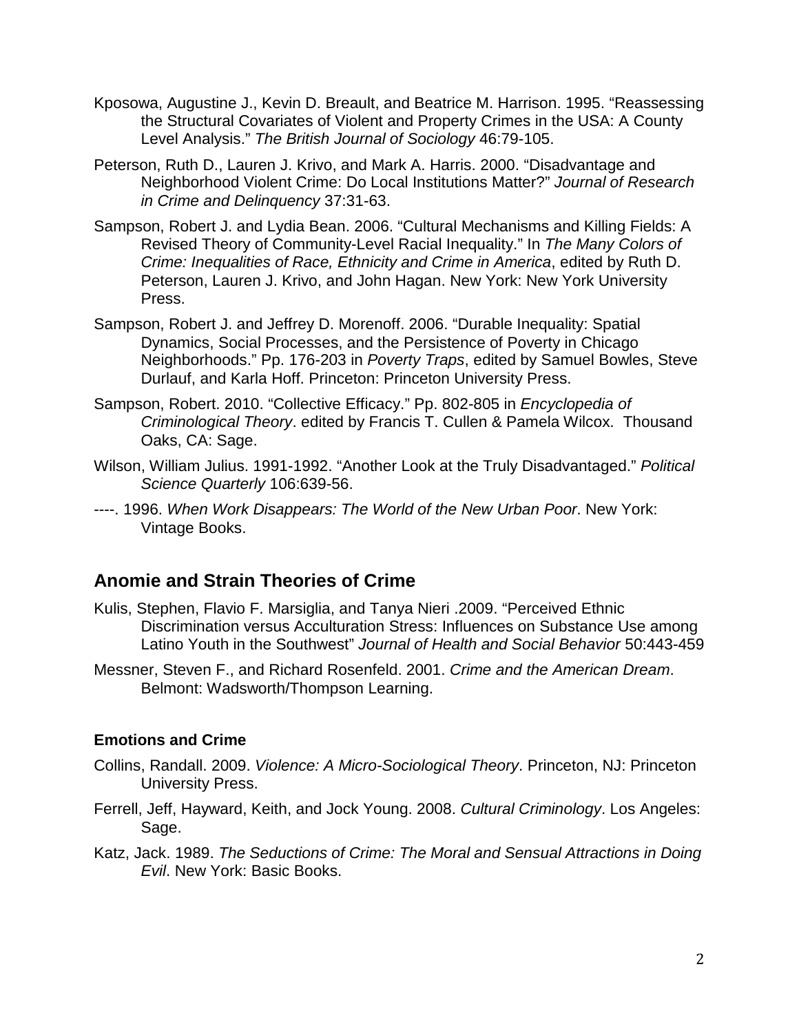Kposowa, Augustine J., Kevin D. Breault, and Beatrice M. Harrison. 1995. "Reassessing the Structural Covariates of Violent and Property Crimes in the USA: A County Level Analysis." *The British Journal of Sociology* 46:79-105.

Peterson, Ruth D., Lauren J. Krivo, and Mark A. Harris. 2000. "Disadvantage and Neighborhood Violent Crime: Do Local Institutions Matter?" *Journal of Research in Crime and Delinquency* 37:31-63.

Sampson, Robert J. and Lydia Bean. 2006. "Cultural Mechanisms and Killing Fields: A Revised Theory of Community-Level Racial Inequality." In *The Many Colors of Crime: Inequalities of Race, Ethnicity and Crime in America*, edited by Ruth D. Peterson, Lauren J. Krivo, and John Hagan. New York: New York University Press.

Sampson, Robert J. and Jeffrey D. Morenoff. 2006. "Durable Inequality: Spatial Dynamics, Social Processes, and the Persistence of Poverty in Chicago Neighborhoods." Pp. 176-203 in *Poverty Traps*, edited by Samuel Bowles, Steve Durlauf, and Karla Hoff. Princeton: Princeton University Press.

Sampson, Robert. 2010. "Collective Efficacy." Pp. 802-805 in *Encyclopedia of Criminological Theory*. edited by Francis T. Cullen & Pamela Wilcox. Thousand Oaks, CA: Sage.

Wilson, William Julius. 1991-1992. "Another Look at the Truly Disadvantaged." *Political Science Quarterly* 106:639-56.

----. 1996. *When Work Disappears: The World of the New Urban Poor*. New York: Vintage Books.

## Anomie and Strain Theories of Crime

Kulis, Stephen, Flavio F. Marsiglia, and Tanya Nieri .2009. "Perceived Ethnic Discrimination versus Acculturation Stress: Influences on Substance Use among Latino Youth in the Southwest" *Journal of Health and Social Behavior* 50:443-459

Messner, Steven F., and Richard Rosenfeld. 2001. *Crime and the American Dream*. Belmont: Wadsworth/Thompson Learning.

### Emotions and Crime

Collins, Randall. 2009. *Violence: A Micro-Sociological Theory*. Princeton, NJ: Princeton University Press.

Ferrell, Jeff, Hayward, Keith, and Jock Young. 2008. *Cultural Criminology*. Los Angeles: Sage.

Katz, Jack. 1989. *The Seductions of Crime: The Moral and Sensual Attractions in Doing Evil*. New York: Basic Books.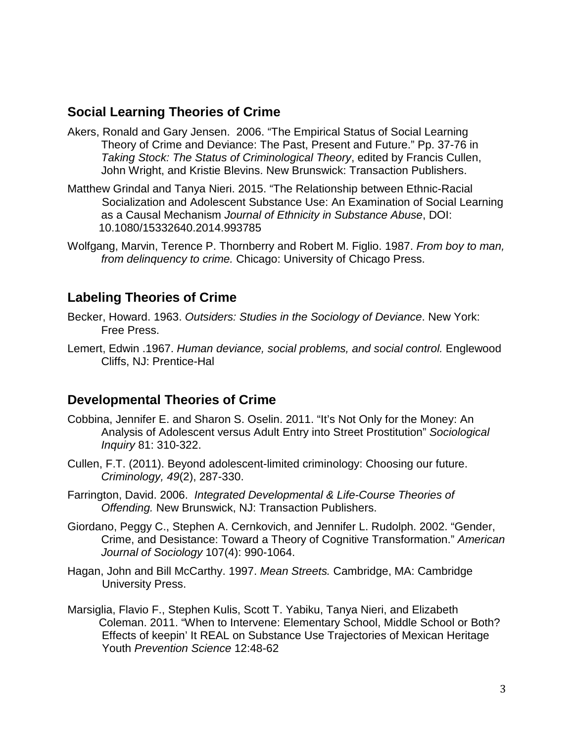## Social Learning Theories of Crime

Akers, Ronald and Gary Jensen. 2006. “The Empirical Status of Social Learning Theory of Crime and Deviance: The Past, Present and Future.” Pp. 37-76 in *Taking Stock: The Status of Criminological Theory*, edited by Francis Cullen, John Wright, and Kristie Blevins. New Brunswick: Transaction Publishers.

Matthew Grindal and Tanya Nieri. 2015. “The Relationship between Ethnic-Racial Socialization and Adolescent Substance Use: An Examination of Social Learning as a Causal Mechanism *Journal of Ethnicity in Substance Abuse*, DOI: 10.1080/15332640.2014.993785

Wolfgang, Marvin, Terence P. Thornberry and Robert M. Figlio. 1987. *From boy to man, from delinquency to crime.* Chicago: University of Chicago Press.

## Labeling Theories of Crime

Becker, Howard. 1963. *Outsiders: Studies in the Sociology of Deviance*. New York: Free Press.

Lemert, Edwin .1967. *Human deviance, social problems, and social control.* Englewood Cliffs, NJ: Prentice-Hal

## Developmental Theories of Crime

Cobbina, Jennifer E. and Sharon S. Oselin. 2011. “It’s Not Only for the Money: An Analysis of Adolescent versus Adult Entry into Street Prostitution” *Sociological Inquiry* 81: 310-322.

Cullen, F.T. (2011). Beyond adolescent-limited criminology: Choosing our future. *Criminology, 49*(2), 287-330.

Farrington, David. 2006. *Integrated Developmental & Life-Course Theories of Offending.* New Brunswick, NJ: Transaction Publishers.

Giordano, Peggy C., Stephen A. Cernkovich, and Jennifer L. Rudolph. 2002. “Gender, Crime, and Desistance: Toward a Theory of Cognitive Transformation.” *American Journal of Sociology* 107(4): 990-1064.

Hagan, John and Bill McCarthy. 1997. *Mean Streets.* Cambridge, MA: Cambridge University Press.

Marsiglia, Flavio F., Stephen Kulis, Scott T. Yabiku, Tanya Nieri, and Elizabeth Coleman. 2011. “When to Intervene: Elementary School, Middle School or Both? Effects of keepin’ It REAL on Substance Use Trajectories of Mexican Heritage Youth *Prevention Science* 12:48-62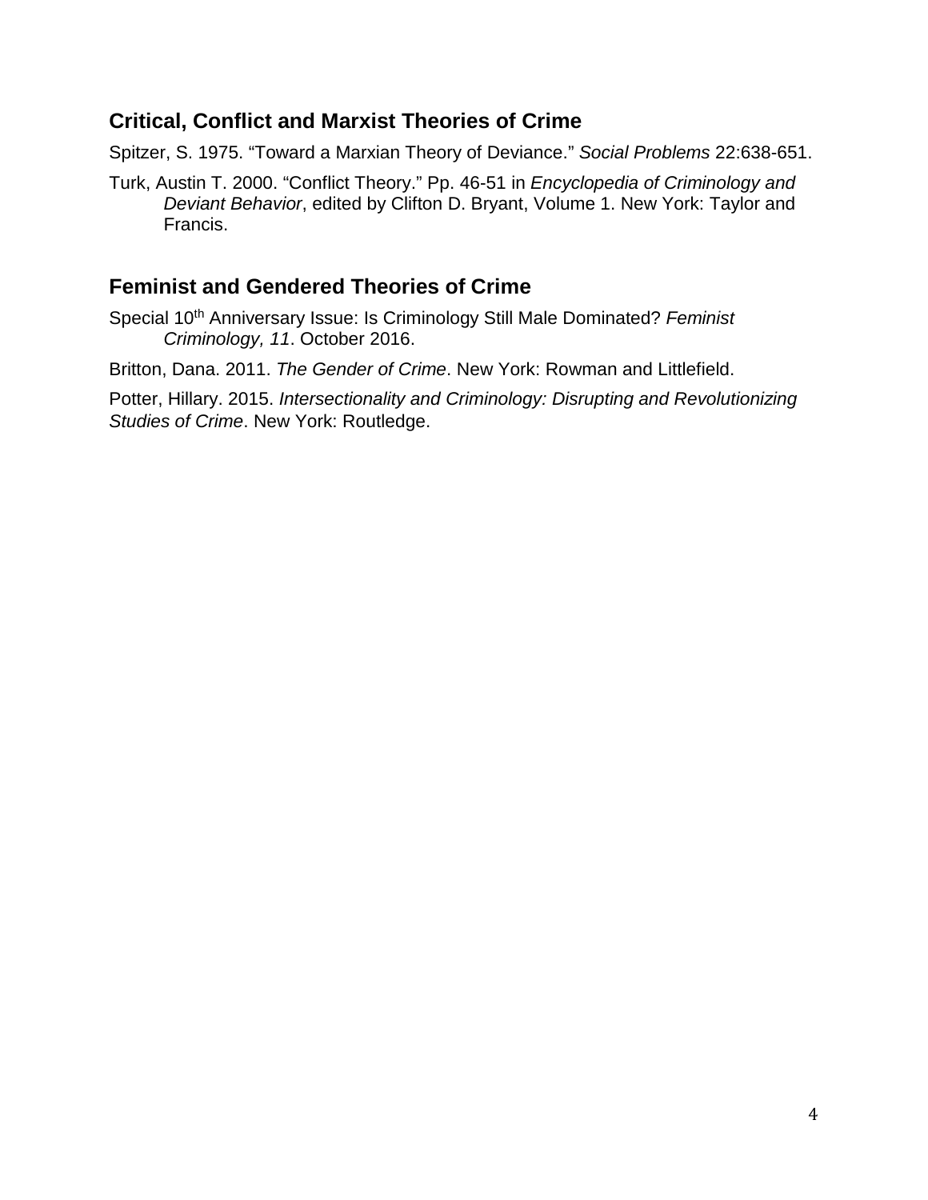## Critical, Conflict and Marxist Theories of Crime

Spitzer, S. 1975. "Toward a Marxian Theory of Deviance." *Social Problems* 22:638-651.

Turk, Austin T. 2000. "Conflict Theory." Pp. 46-51 in *Encyclopedia of Criminology and Deviant Behavior*, edited by Clifton D. Bryant, Volume 1. New York: Taylor and Francis.

## Feminist and Gendered Theories of Crime

Special 10th Anniversary Issue: Is Criminology Still Male Dominated? *Feminist Criminology, 11*. October 2016.

Britton, Dana. 2011. *The Gender of Crime*. New York: Rowman and Littlefield.

Potter, Hillary. 2015. *Intersectionality and Criminology: Disrupting and Revolutionizing Studies of Crime*. New York: Routledge.